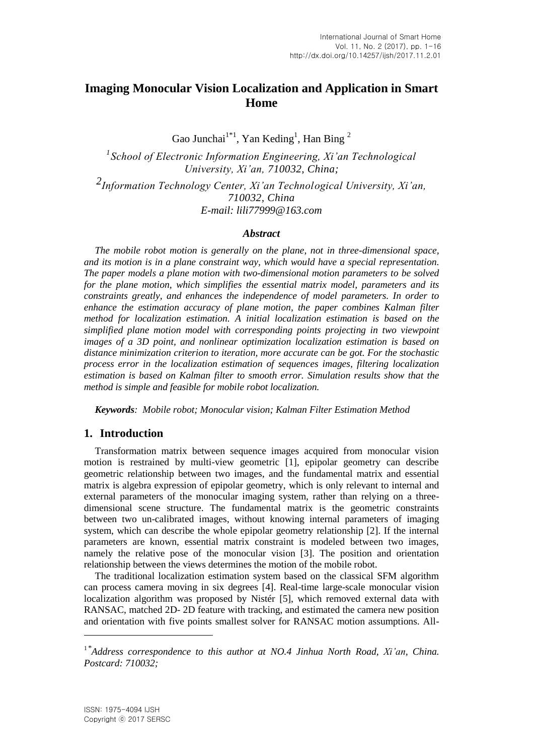# Imaging Monocular Vision Localization and Application in Smart Home

Gao Junchai[1*1], Yan Keding[1], Han Bing [2]

[1]*School of Electronic Information Engineering, Xi'an Technological University, Xi'an, 710032, China;*

[2]*Information Technology Center, Xi'an Technological University, Xi'an, 710032, China*
*E-mail: lili77999@163.com*

### *Abstract*

*The mobile robot motion is generally on the plane, not in three-dimensional space, and its motion is in a plane constraint way, which would have a special representation. The paper models a plane motion with two-dimensional motion parameters to be solved for the plane motion, which simplifies the essential matrix model, parameters and its constraints greatly, and enhances the independence of model parameters. In order to enhance the estimation accuracy of plane motion, the paper combines Kalman filter method for localization estimation. A initial localization estimation is based on the simplified plane motion model with corresponding points projecting in two viewpoint images of a 3D point, and nonlinear optimization localization estimation is based on distance minimization criterion to iteration, more accurate can be got. For the stochastic process error in the localization estimation of sequences images, filtering localization estimation is based on Kalman filter to smooth error. Simulation results show that the method is simple and feasible for mobile robot localization.*

***Keywords**: Mobile robot; Monocular vision; Kalman Filter Estimation Method*

## 1. Introduction

Transformation matrix between sequence images acquired from monocular vision motion is restrained by multi-view geometric [1], epipolar geometry can describe geometric relationship between two images, and the fundamental matrix and essential matrix is algebra expression of epipolar geometry, which is only relevant to internal and external parameters of the monocular imaging system, rather than relying on a three-dimensional scene structure. The fundamental matrix is the geometric constraints between two un-calibrated images, without knowing internal parameters of imaging system, which can describe the whole epipolar geometry relationship [2]. If the internal parameters are known, essential matrix constraint is modeled between two images, namely the relative pose of the monocular vision [3]. The position and orientation relationship between the views determines the motion of the mobile robot.

The traditional localization estimation system based on the classical SFM algorithm can process camera moving in six degrees [4]. Real-time large-scale monocular vision localization algorithm was proposed by Nistér [5], which removed external data with RANSAC, matched 2D- 2D feature with tracking, and estimated the camera new position and orientation with five points smallest solver for RANSAC motion assumptions. All-

---

[1*] *Address correspondence to this author at NO.4 Jinhua North Road, Xi'an, China. Postcard: 710032;*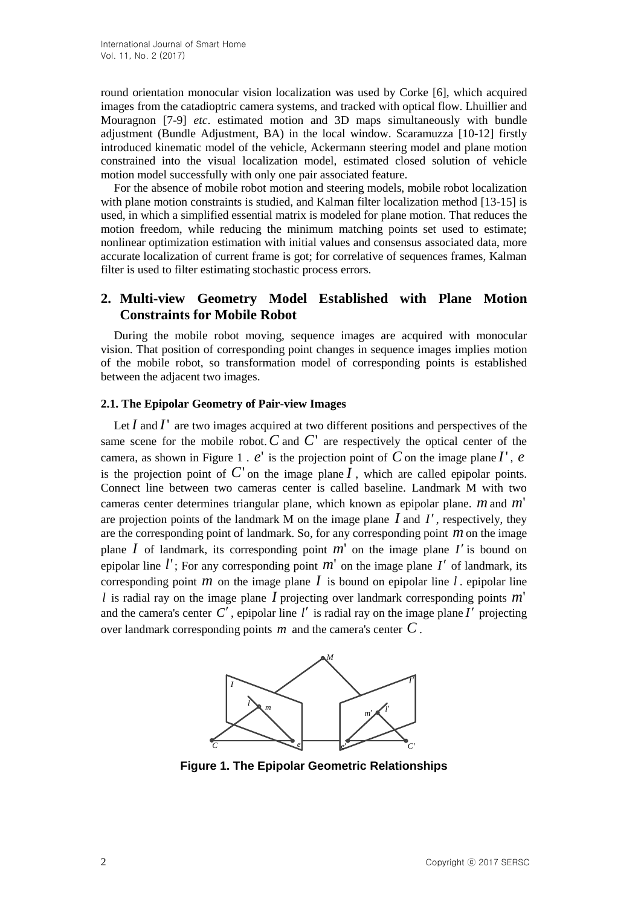round orientation monocular vision localization was used by Corke [6], which acquired images from the catadioptric camera systems, and tracked with optical flow. Lhuillier and Mouragnon [7-9] *etc*. estimated motion and 3D maps simultaneously with bundle adjustment (Bundle Adjustment, BA) in the local window. Scaramuzza [10-12] firstly introduced kinematic model of the vehicle, Ackermann steering model and plane motion constrained into the visual localization model, estimated closed solution of vehicle motion model successfully with only one pair associated feature.

For the absence of mobile robot motion and steering models, mobile robot localization with plane motion constraints is studied, and Kalman filter localization method [13-15] is used, in which a simplified essential matrix is modeled for plane motion. That reduces the motion freedom, while reducing the minimum matching points set used to estimate; nonlinear optimization estimation with initial values and consensus associated data, more accurate localization of current frame is got; for correlative of sequences frames, Kalman filter is used to filter estimating stochastic process errors.

## 2. Multi-view Geometry Model Established with Plane Motion Constraints for Mobile Robot

During the mobile robot moving, sequence images are acquired with monocular vision. That position of corresponding point changes in sequence images implies motion of the mobile robot, so transformation model of corresponding points is established between the adjacent two images.

### 2.1. The Epipolar Geometry of Pair-view Images

Let $I$ and $I'$ are two images acquired at two different positions and perspectives of the same scene for the mobile robot. $C$ and $C'$ are respectively the optical center of the camera, as shown in Figure 1 . $e'$ is the projection point of $C$ on the image plane $I'$, $e$ is the projection point of $C'$ on the image plane $I$, which are called epipolar points. Connect line between two cameras center is called baseline. Landmark M with two cameras center determines triangular plane, which known as epipolar plane. $m$ and $m'$ are projection points of the landmark M on the image plane $I$ and $I'$, respectively, they are the corresponding point of landmark. So, for any corresponding point $m$ on the image plane $I$ of landmark, its corresponding point $m'$ on the image plane $I'$ is bound on epipolar line $l'$; For any corresponding point $m'$ on the image plane $I'$ of landmark, its corresponding point $m$ on the image plane $I$ is bound on epipolar line $l$. epipolar line $l$ is radial ray on the image plane $I$ projecting over landmark corresponding points $m'$ and the camera's center $C'$, epipolar line $l'$ is radial ray on the image plane $I'$ projecting over landmark corresponding points $m$ and the camera's center $C$.

**Figure 1. The Epipolar Geometric Relationships**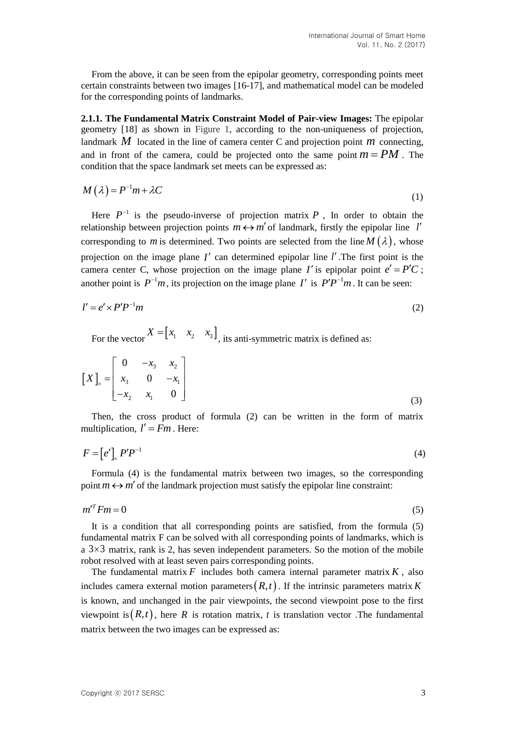From the above, it can be seen from the epipolar geometry, corresponding points meet certain constraints between two images [16-17], and mathematical model can be modeled for the corresponding points of landmarks.

**2.1.1. The Fundamental Matrix Constraint Model of Pair-view Images:** The epipolar geometry [18] as shown in Figure 1, according to the non-uniqueness of projection, landmark $M$ located in the line of camera center C and projection point $m$ connecting, and in front of the camera, could be projected onto the same point $m = PM$. The condition that the space landmark set meets can be expressed as:

$$M(\lambda) = P^{-1}m + \lambda C \tag{1}$$

Here $P^{-1}$ is the pseudo-inverse of projection matrix $P$, In order to obtain the relationship between projection points $m \leftrightarrow m'$ of landmark, firstly the epipolar line $l'$ corresponding to $m$ is determined. Two points are selected from the line $M(\lambda)$, whose projection on the image plane $I'$ can determined epipolar line $l'$.The first point is the camera center C, whose projection on the image plane $I'$ is epipolar point $e' = P'C$; another point is $P^{-1}m$, its projection on the image plane $I'$ is $P'P^{-1}m$. It can be seen:

$$l' = e' \times P'P^{-1}m \tag{2}$$

For the vector $X = \begin{bmatrix} x_1 & x_2 & x_3 \end{bmatrix}$, its anti-symmetric matrix is defined as:

$$[X]_\times = \begin{bmatrix} 0 & -x_3 & x_2 \\ x_3 & 0 & -x_1 \\ -x_2 & x_1 & 0 \end{bmatrix} \tag{3}$$

Then, the cross product of formula (2) can be written in the form of matrix multiplication, $l' = Fm$. Here:

$$F = [e']_\times P'P^{-1} \tag{4}$$

Formula (4) is the fundamental matrix between two images, so the corresponding point $m \leftrightarrow m'$ of the landmark projection must satisfy the epipolar line constraint:

$$m'^T Fm = 0 \tag{5}$$

It is a condition that all corresponding points are satisfied, from the formula (5) fundamental matrix F can be solved with all corresponding points of landmarks, which is a $3\times3$ matrix, rank is 2, has seven independent parameters. So the motion of the mobile robot resolved with at least seven pairs corresponding points.

The fundamental matrix $F$ includes both camera internal parameter matrix $K$, also includes camera external motion parameters $(R,t)$. If the intrinsic parameters matrix $K$ is known, and unchanged in the pair viewpoints, the second viewpoint pose to the first viewpoint is $(R,t)$, here $R$ is rotation matrix, $t$ is translation vector .The fundamental matrix between the two images can be expressed as: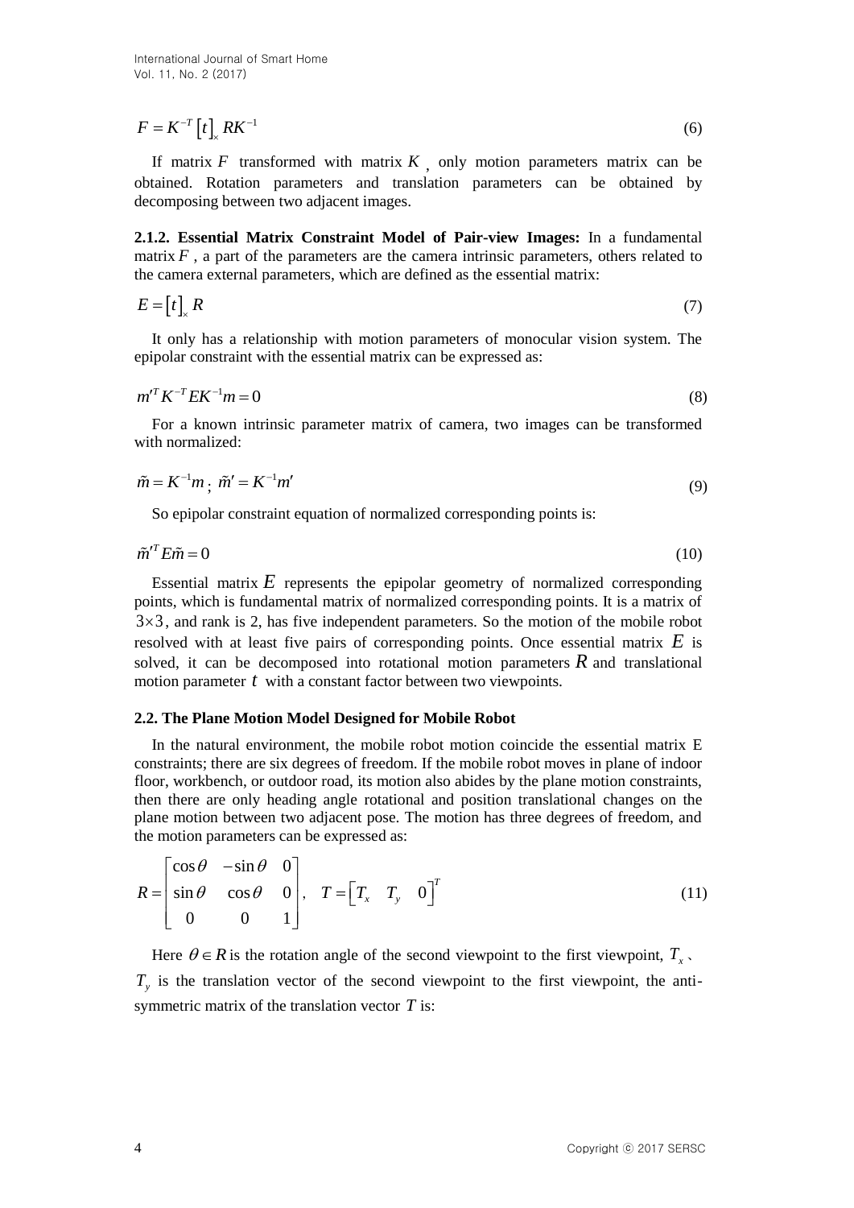$$F = K^{-T}\left[t\right]_{\times} RK^{-1} \tag{6}$$

If matrix $F$ transformed with matrix $K$, only motion parameters matrix can be obtained. Rotation parameters and translation parameters can be obtained by decomposing between two adjacent images.

**2.1.2. Essential Matrix Constraint Model of Pair-view Images:** In a fundamental matrix $F$, a part of the parameters are the camera intrinsic parameters, others related to the camera external parameters, which are defined as the essential matrix:

$$E = \left[t\right]_{\times} R \tag{7}$$

It only has a relationship with motion parameters of monocular vision system. The epipolar constraint with the essential matrix can be expressed as:

$$m'^{T} K^{-T} E K^{-1} m = 0 \tag{8}$$

For a known intrinsic parameter matrix of camera, two images can be transformed with normalized:

$$\tilde{m} = K^{-1}m \text{ ; } \tilde{m}' = K^{-1}m' \tag{9}$$

So epipolar constraint equation of normalized corresponding points is:

$$\tilde{m}'^{T} E \tilde{m} = 0 \tag{10}$$

Essential matrix $E$ represents the epipolar geometry of normalized corresponding points, which is fundamental matrix of normalized corresponding points. It is a matrix of $3\times3$, and rank is 2, has five independent parameters. So the motion of the mobile robot resolved with at least five pairs of corresponding points. Once essential matrix $E$ is solved, it can be decomposed into rotational motion parameters $R$ and translational motion parameter $t$ with a constant factor between two viewpoints.

### 2.2. The Plane Motion Model Designed for Mobile Robot

In the natural environment, the mobile robot motion coincide the essential matrix E constraints; there are six degrees of freedom. If the mobile robot moves in plane of indoor floor, workbench, or outdoor road, its motion also abides by the plane motion constraints, then there are only heading angle rotational and position translational changes on the plane motion between two adjacent pose. The motion has three degrees of freedom, and the motion parameters can be expressed as:

$$R = \begin{bmatrix} \cos\theta & -\sin\theta & 0 \\ \sin\theta & \cos\theta & 0 \\ 0 & 0 & 1 \end{bmatrix}, \quad T = \begin{bmatrix} T_x & T_y & 0 \end{bmatrix}^{T} \tag{11}$$

Here $\theta \in R$ is the rotation angle of the second viewpoint to the first viewpoint, $T_x$、$T_y$ is the translation vector of the second viewpoint to the first viewpoint, the anti-symmetric matrix of the translation vector $T$ is: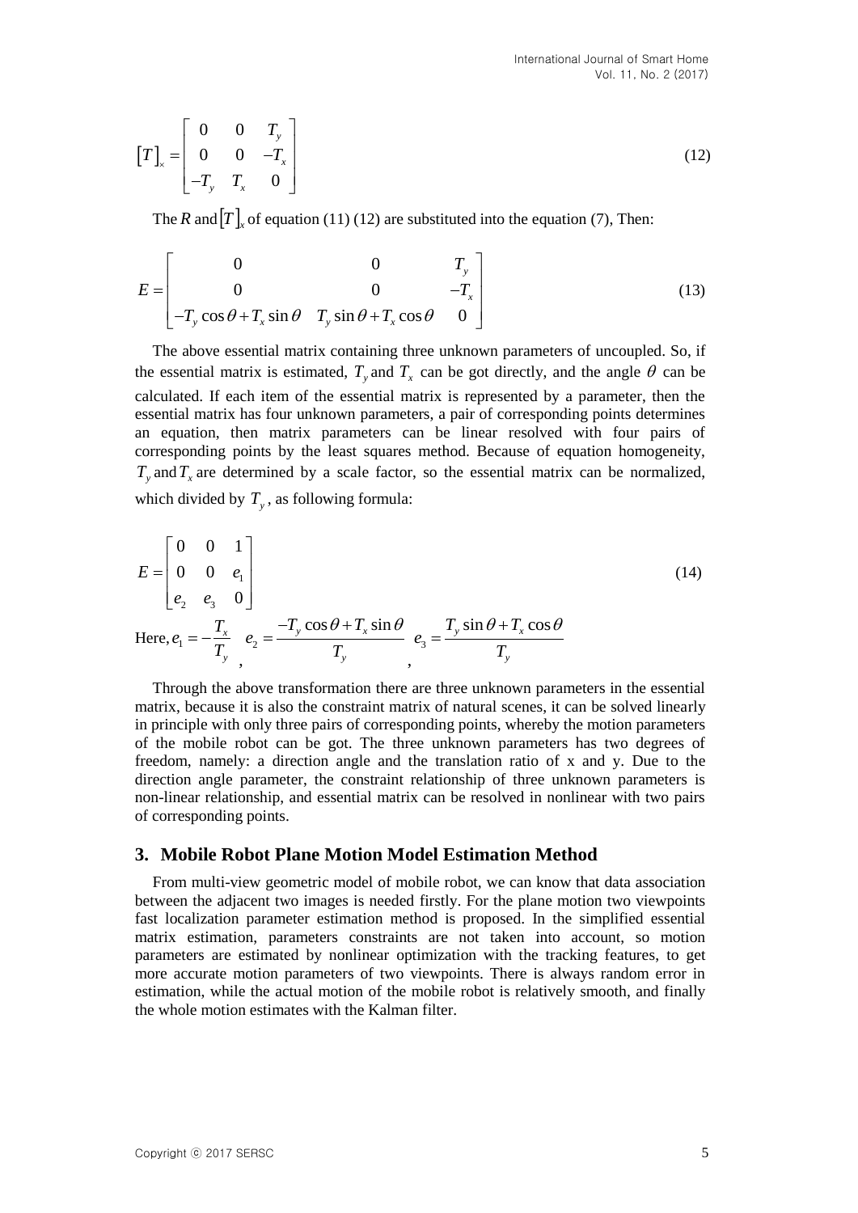$$[T]_{\times} = \begin{bmatrix} 0 & 0 & T_y \\ 0 & 0 & -T_x \\ -T_y & T_x & 0 \end{bmatrix} \tag{12}$$

The $R$ and $[T]_x$ of equation (11) (12) are substituted into the equation (7), Then:

$$E = \begin{bmatrix} 0 & 0 & T_y \\ 0 & 0 & -T_x \\ -T_y \cos\theta + T_x \sin\theta & T_y \sin\theta + T_x \cos\theta & 0 \end{bmatrix} \tag{13}$$

The above essential matrix containing three unknown parameters of uncoupled. So, if the essential matrix is estimated, $T_y$ and $T_x$ can be got directly, and the angle $\theta$ can be calculated. If each item of the essential matrix is represented by a parameter, then the essential matrix has four unknown parameters, a pair of corresponding points determines an equation, then matrix parameters can be linear resolved with four pairs of corresponding points by the least squares method. Because of equation homogeneity, $T_y$ and $T_x$ are determined by a scale factor, so the essential matrix can be normalized, which divided by $T_y$, as following formula:

$$E = \begin{bmatrix} 0 & 0 & 1 \\ 0 & 0 & e_1 \\ e_2 & e_3 & 0 \end{bmatrix} \tag{14}$$

Here, $e_1 = -\dfrac{T_x}{T_y}$, $e_2 = \dfrac{-T_y \cos\theta + T_x \sin\theta}{T_y}$, $e_3 = \dfrac{T_y \sin\theta + T_x \cos\theta}{T_y}$

Through the above transformation there are three unknown parameters in the essential matrix, because it is also the constraint matrix of natural scenes, it can be solved linearly in principle with only three pairs of corresponding points, whereby the motion parameters of the mobile robot can be got. The three unknown parameters has two degrees of freedom, namely: a direction angle and the translation ratio of x and y. Due to the direction angle parameter, the constraint relationship of three unknown parameters is non-linear relationship, and essential matrix can be resolved in nonlinear with two pairs of corresponding points.

## 3. Mobile Robot Plane Motion Model Estimation Method

From multi-view geometric model of mobile robot, we can know that data association between the adjacent two images is needed firstly. For the plane motion two viewpoints fast localization parameter estimation method is proposed. In the simplified essential matrix estimation, parameters constraints are not taken into account, so motion parameters are estimated by nonlinear optimization with the tracking features, to get more accurate motion parameters of two viewpoints. There is always random error in estimation, while the actual motion of the mobile robot is relatively smooth, and finally the whole motion estimates with the Kalman filter.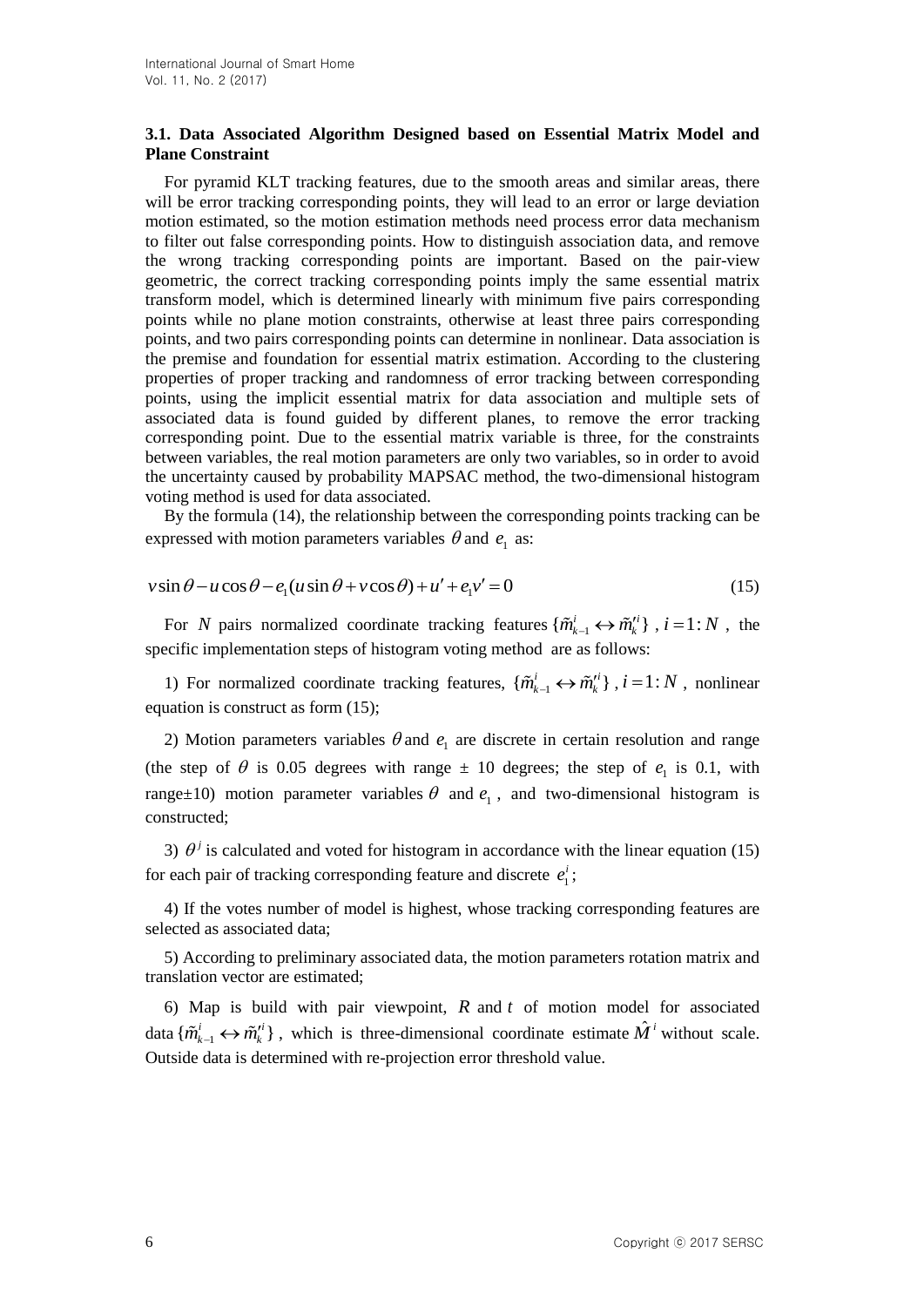### 3.1. Data Associated Algorithm Designed based on Essential Matrix Model and Plane Constraint

For pyramid KLT tracking features, due to the smooth areas and similar areas, there will be error tracking corresponding points, they will lead to an error or large deviation motion estimated, so the motion estimation methods need process error data mechanism to filter out false corresponding points. How to distinguish association data, and remove the wrong tracking corresponding points are important. Based on the pair-view geometric, the correct tracking corresponding points imply the same essential matrix transform model, which is determined linearly with minimum five pairs corresponding points while no plane motion constraints, otherwise at least three pairs corresponding points, and two pairs corresponding points can determine in nonlinear. Data association is the premise and foundation for essential matrix estimation. According to the clustering properties of proper tracking and randomness of error tracking between corresponding points, using the implicit essential matrix for data association and multiple sets of associated data is found guided by different planes, to remove the error tracking corresponding point. Due to the essential matrix variable is three, for the constraints between variables, the real motion parameters are only two variables, so in order to avoid the uncertainty caused by probability MAPSAC method, the two-dimensional histogram voting method is used for data associated.

By the formula (14), the relationship between the corresponding points tracking can be expressed with motion parameters variables $\theta$ and $e_1$ as:

$$v\sin\theta - u\cos\theta - e_1(u\sin\theta + v\cos\theta) + u' + e_1 v' = 0 \tag{15}$$

For $N$ pairs normalized coordinate tracking features $\{\tilde{m}_{k-1}^{i} \leftrightarrow \tilde{m}_{k}^{\prime i}\}$, $i = 1:N$, the specific implementation steps of histogram voting method are as follows:

1) For normalized coordinate tracking features, $\{\tilde{m}_{k-1}^{i} \leftrightarrow \tilde{m}_{k}^{\prime i}\}$, $i = 1:N$, nonlinear equation is construct as form (15);

2) Motion parameters variables $\theta$ and $e_1$ are discrete in certain resolution and range (the step of $\theta$ is 0.05 degrees with range ± 10 degrees; the step of $e_1$ is 0.1, with range±10) motion parameter variables $\theta$ and $e_1$, and two-dimensional histogram is constructed;

3) $\theta^{j}$ is calculated and voted for histogram in accordance with the linear equation (15) for each pair of tracking corresponding feature and discrete $e_1^{i}$;

4) If the votes number of model is highest, whose tracking corresponding features are selected as associated data;

5) According to preliminary associated data, the motion parameters rotation matrix and translation vector are estimated;

6) Map is build with pair viewpoint, $R$ and $t$ of motion model for associated data $\{\tilde{m}_{k-1}^{i} \leftrightarrow \tilde{m}_{k}^{\prime i}\}$, which is three-dimensional coordinate estimate $\hat{M}^{i}$ without scale. Outside data is determined with re-projection error threshold value.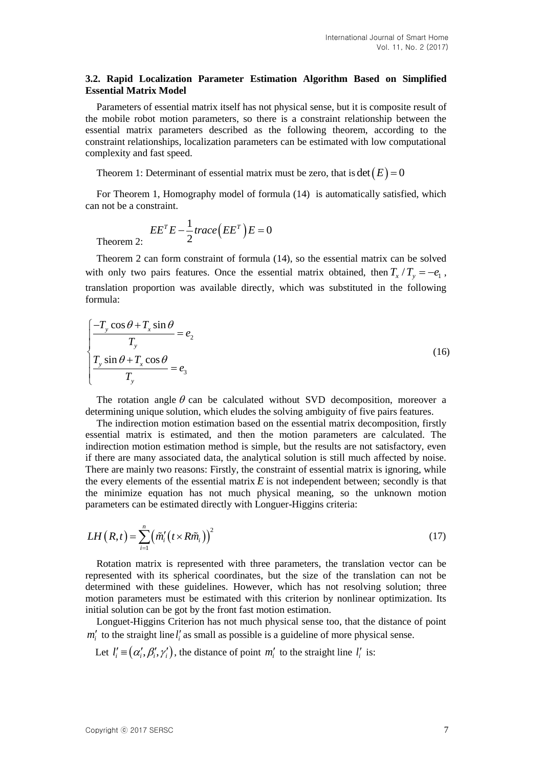### 3.2. Rapid Localization Parameter Estimation Algorithm Based on Simplified Essential Matrix Model

Parameters of essential matrix itself has not physical sense, but it is composite result of the mobile robot motion parameters, so there is a constraint relationship between the essential matrix parameters described as the following theorem, according to the constraint relationships, localization parameters can be estimated with low computational complexity and fast speed.

Theorem 1: Determinant of essential matrix must be zero, that is $\det(E)=0$

For Theorem 1, Homography model of formula (14) is automatically satisfied, which can not be a constraint.

Theorem 2: $$EE^T E - \frac{1}{2} trace\left(EE^T\right) E = 0$$

Theorem 2 can form constraint of formula (14), so the essential matrix can be solved with only two pairs features. Once the essential matrix obtained, then $T_x / T_y = -e_1$, translation proportion was available directly, which was substituted in the following formula:

$$\begin{cases} \dfrac{-T_y \cos\theta + T_x \sin\theta}{T_y} = e_2 \\ \dfrac{T_y \sin\theta + T_x \cos\theta}{T_y} = e_3 \end{cases} \tag{16}$$

The rotation angle $\theta$ can be calculated without SVD decomposition, moreover a determining unique solution, which eludes the solving ambiguity of five pairs features.

The indirection motion estimation based on the essential matrix decomposition, firstly essential matrix is estimated, and then the motion parameters are calculated. The indirection motion estimation method is simple, but the results are not satisfactory, even if there are many associated data, the analytical solution is still much affected by noise. There are mainly two reasons: Firstly, the constraint of essential matrix is ignoring, while the every elements of the essential matrix $E$ is not independent between; secondly is that the minimize equation has not much physical meaning, so the unknown motion parameters can be estimated directly with Longuer-Higgins criteria:

$$LH(R,t) = \sum_{i=1}^{n} \left( \tilde{m}_i' \left( t \times R\tilde{m}_i \right) \right)^2 \tag{17}$$

Rotation matrix is represented with three parameters, the translation vector can be represented with its spherical coordinates, but the size of the translation can not be determined with these guidelines. However, which has not resolving solution; three motion parameters must be estimated with this criterion by nonlinear optimization. Its initial solution can be got by the front fast motion estimation.

Longuet-Higgins Criterion has not much physical sense too, that the distance of point $m_i'$ to the straight line $l_i'$ as small as possible is a guideline of more physical sense.

Let $l_i' \equiv \left(\alpha_i', \beta_i', \gamma_i'\right)$, the distance of point $m_i'$ to the straight line $l_i'$ is: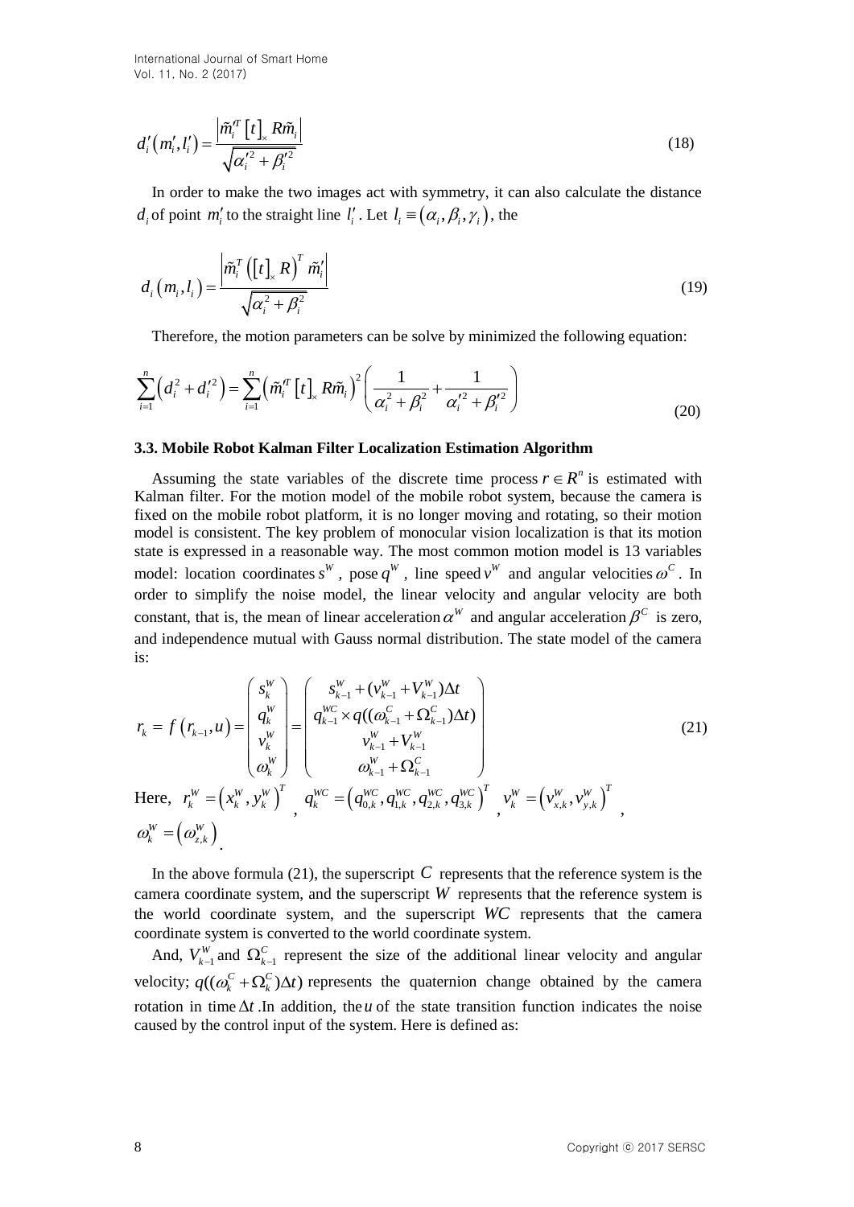$$d_i'\left(m_i', l_i'\right) = \frac{\left|\tilde{m}_i'^T \left[t\right]_\times R\tilde{m}_i\right|}{\sqrt{\alpha_i'^2 + \beta_i'^2}} \tag{18}$$

In order to make the two images act with symmetry, it can also calculate the distance $d_i$ of point $m_i'$ to the straight line $l_i'$. Let $l_i \equiv \left(\alpha_i, \beta_i, \gamma_i\right)$, the

$$d_i\left(m_i, l_i\right) = \frac{\left|\tilde{m}_i^T \left(\left[t\right]_\times R\right)^T \tilde{m}_i'\right|}{\sqrt{\alpha_i^2 + \beta_i^2}} \tag{19}$$

Therefore, the motion parameters can be solve by minimized the following equation:

$$\sum_{i=1}^{n}\left(d_i^2 + d_i'^2\right) = \sum_{i=1}^{n}\left(\tilde{m}_i'^T \left[t\right]_\times R\tilde{m}_i\right)^2 \left(\frac{1}{\alpha_i^2 + \beta_i^2} + \frac{1}{\alpha_i'^2 + \beta_i'^2}\right) \tag{20}$$

### 3.3. Mobile Robot Kalman Filter Localization Estimation Algorithm

Assuming the state variables of the discrete time process $r \in R^n$ is estimated with Kalman filter. For the motion model of the mobile robot system, because the camera is fixed on the mobile robot platform, it is no longer moving and rotating, so their motion model is consistent. The key problem of monocular vision localization is that its motion state is expressed in a reasonable way. The most common motion model is 13 variables model: location coordinates $s^W$, pose $q^W$, line speed $v^W$ and angular velocities $\omega^C$. In order to simplify the noise model, the linear velocity and angular velocity are both constant, that is, the mean of linear acceleration $\alpha^W$ and angular acceleration $\beta^C$ is zero, and independence mutual with Gauss normal distribution. The state model of the camera is:

$$r_k = f\left(r_{k-1}, u\right) = \begin{pmatrix} s_k^W \\ q_k^W \\ v_k^W \\ \omega_k^W \end{pmatrix} = \begin{pmatrix} s_{k-1}^W + (v_{k-1}^W + V_{k-1}^W)\Delta t \\ q_{k-1}^{WC} \times q((\omega_{k-1}^C + \Omega_{k-1}^C)\Delta t) \\ v_{k-1}^W + V_{k-1}^W \\ \omega_{k-1}^W + \Omega_{k-1}^C \end{pmatrix} \tag{21}$$

Here, $r_k^W = \left(x_k^W, y_k^W\right)^T$, $q_k^{WC} = \left(q_{0,k}^{WC}, q_{1,k}^{WC}, q_{2,k}^{WC}, q_{3,k}^{WC}\right)^T$, $v_k^W = \left(v_{x,k}^W, v_{y,k}^W\right)^T$, $\omega_k^W = \left(\omega_{z,k}^W\right)$.

In the above formula (21), the superscript $C$ represents that the reference system is the camera coordinate system, and the superscript $W$ represents that the reference system is the world coordinate system, and the superscript $WC$ represents that the camera coordinate system is converted to the world coordinate system.

And, $V_{k-1}^W$ and $\Omega_{k-1}^C$ represent the size of the additional linear velocity and angular velocity; $q((\omega_k^C + \Omega_k^C)\Delta t)$ represents the quaternion change obtained by the camera rotation in time $\Delta t$ .In addition, the $u$ of the state transition function indicates the noise caused by the control input of the system. Here is defined as: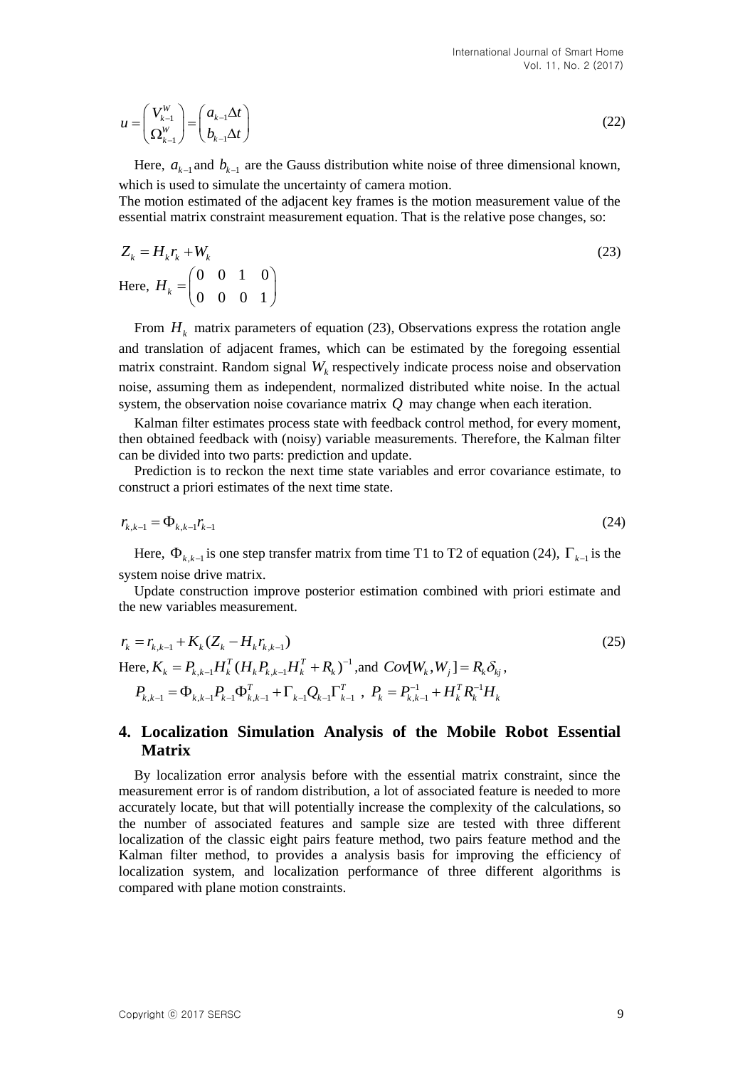$$u = \begin{pmatrix} V_{k-1}^{W} \\ \Omega_{k-1}^{W} \end{pmatrix} = \begin{pmatrix} a_{k-1}\Delta t \\ b_{k-1}\Delta t \end{pmatrix} \tag{22}$$

Here, $a_{k-1}$ and $b_{k-1}$ are the Gauss distribution white noise of three dimensional known, which is used to simulate the uncertainty of camera motion.

The motion estimated of the adjacent key frames is the motion measurement value of the essential matrix constraint measurement equation. That is the relative pose changes, so:

$$Z_k = H_k r_k + W_k \tag{23}$$

Here, $H_k = \begin{pmatrix} 0 & 0 & 1 & 0 \\ 0 & 0 & 0 & 1 \end{pmatrix}$

From $H_k$ matrix parameters of equation (23), Observations express the rotation angle and translation of adjacent frames, which can be estimated by the foregoing essential matrix constraint. Random signal $W_k$ respectively indicate process noise and observation noise, assuming them as independent, normalized distributed white noise. In the actual system, the observation noise covariance matrix $Q$ may change when each iteration.

Kalman filter estimates process state with feedback control method, for every moment, then obtained feedback with (noisy) variable measurements. Therefore, the Kalman filter can be divided into two parts: prediction and update.

Prediction is to reckon the next time state variables and error covariance estimate, to construct a priori estimates of the next time state.

$$r_{k,k-1} = \Phi_{k,k-1} r_{k-1} \tag{24}$$

Here, $\Phi_{k,k-1}$ is one step transfer matrix from time T1 to T2 of equation (24), $\Gamma_{k-1}$ is the system noise drive matrix.

Update construction improve posterior estimation combined with priori estimate and the new variables measurement.

$$r_k = r_{k,k-1} + K_k (Z_k - H_k r_{k,k-1}) \tag{25}$$

Here, $K_k = P_{k,k-1} H_k^T (H_k P_{k,k-1} H_k^T + R_k)^{-1}$, and $Cov[W_k, W_j] = R_k \delta_{kj}$,

$$P_{k,k-1} = \Phi_{k,k-1} P_{k-1} \Phi_{k,k-1}^T + \Gamma_{k-1} Q_{k-1} \Gamma_{k-1}^T \,,\; P_k = P_{k,k-1}^{-1} + H_k^T R_k^{-1} H_k$$

## 4. Localization Simulation Analysis of the Mobile Robot Essential Matrix

By localization error analysis before with the essential matrix constraint, since the measurement error is of random distribution, a lot of associated feature is needed to more accurately locate, but that will potentially increase the complexity of the calculations, so the number of associated features and sample size are tested with three different localization of the classic eight pairs feature method, two pairs feature method and the Kalman filter method, to provides a analysis basis for improving the efficiency of localization system, and localization performance of three different algorithms is compared with plane motion constraints.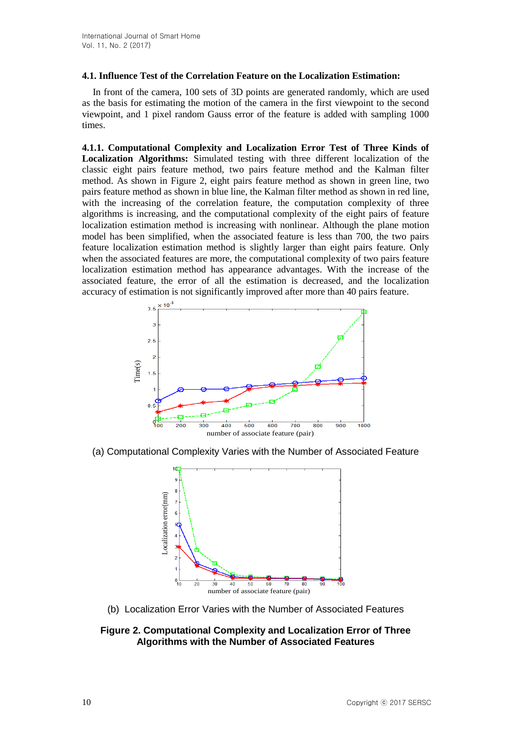### 4.1. Influence Test of the Correlation Feature on the Localization Estimation:

In front of the camera, 100 sets of 3D points are generated randomly, which are used as the basis for estimating the motion of the camera in the first viewpoint to the second viewpoint, and 1 pixel random Gauss error of the feature is added with sampling 1000 times.

**4.1.1. Computational Complexity and Localization Error Test of Three Kinds of Localization Algorithms:** Simulated testing with three different localization of the classic eight pairs feature method, two pairs feature method and the Kalman filter method. As shown in Figure 2, eight pairs feature method as shown in green line, two pairs feature method as shown in blue line, the Kalman filter method as shown in red line, with the increasing of the correlation feature, the computation complexity of three algorithms is increasing, and the computational complexity of the eight pairs of feature localization estimation method is increasing with nonlinear. Although the plane motion model has been simplified, when the associated feature is less than 700, the two pairs feature localization estimation method is slightly larger than eight pairs feature. Only when the associated features are more, the computational complexity of two pairs feature localization estimation method has appearance advantages. With the increase of the associated feature, the error of all the estimation is decreased, and the localization accuracy of estimation is not significantly improved after more than 40 pairs feature.

(a) Computational Complexity Varies with the Number of Associated Feature

(b) Localization Error Varies with the Number of Associated Features

**Figure 2. Computational Complexity and Localization Error of Three Algorithms with the Number of Associated Features**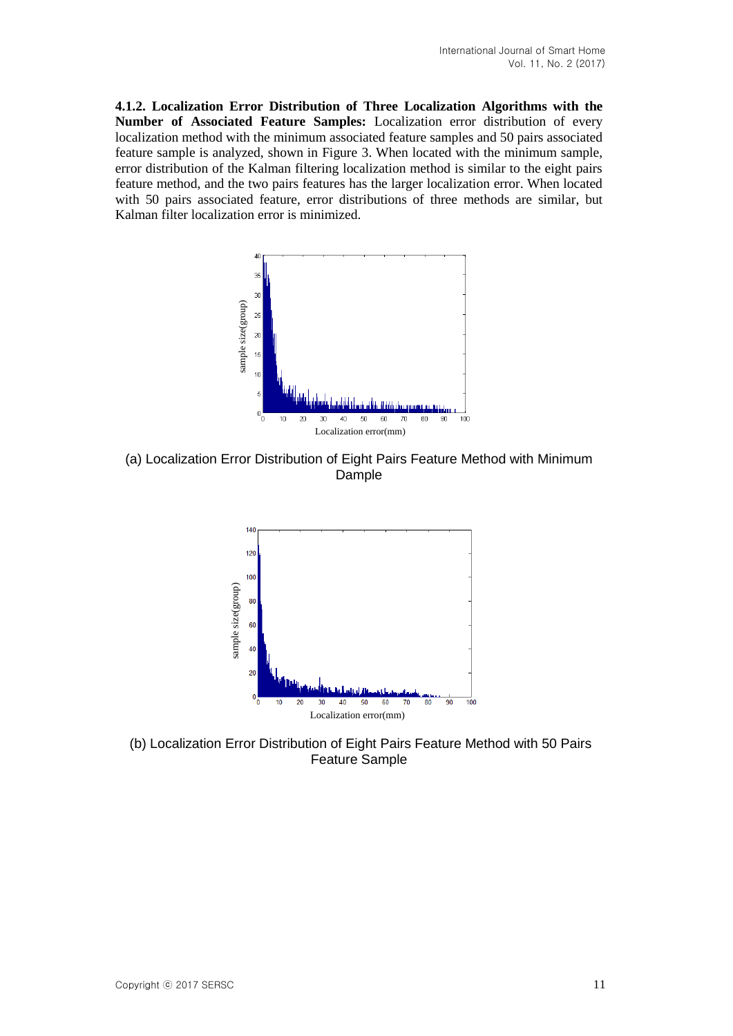**4.1.2. Localization Error Distribution of Three Localization Algorithms with the Number of Associated Feature Samples:** Localization error distribution of every localization method with the minimum associated feature samples and 50 pairs associated feature sample is analyzed, shown in Figure 3. When located with the minimum sample, error distribution of the Kalman filtering localization method is similar to the eight pairs feature method, and the two pairs features has the larger localization error. When located with 50 pairs associated feature, error distributions of three methods are similar, but Kalman filter localization error is minimized.

(a) Localization Error Distribution of Eight Pairs Feature Method with Minimum Dample

(b) Localization Error Distribution of Eight Pairs Feature Method with 50 Pairs Feature Sample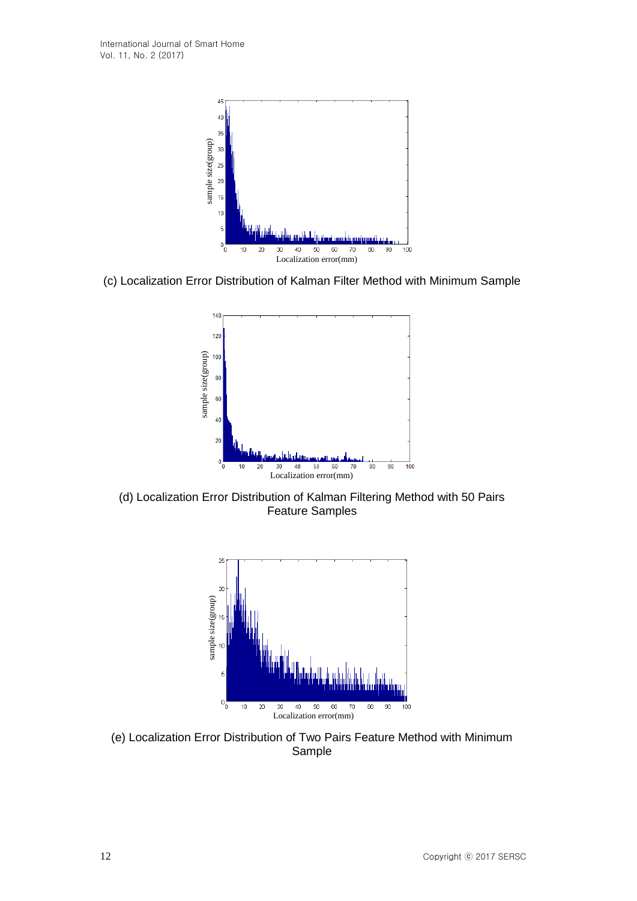(c) Localization Error Distribution of Kalman Filter Method with Minimum Sample

(d) Localization Error Distribution of Kalman Filtering Method with 50 Pairs Feature Samples

(e) Localization Error Distribution of Two Pairs Feature Method with Minimum Sample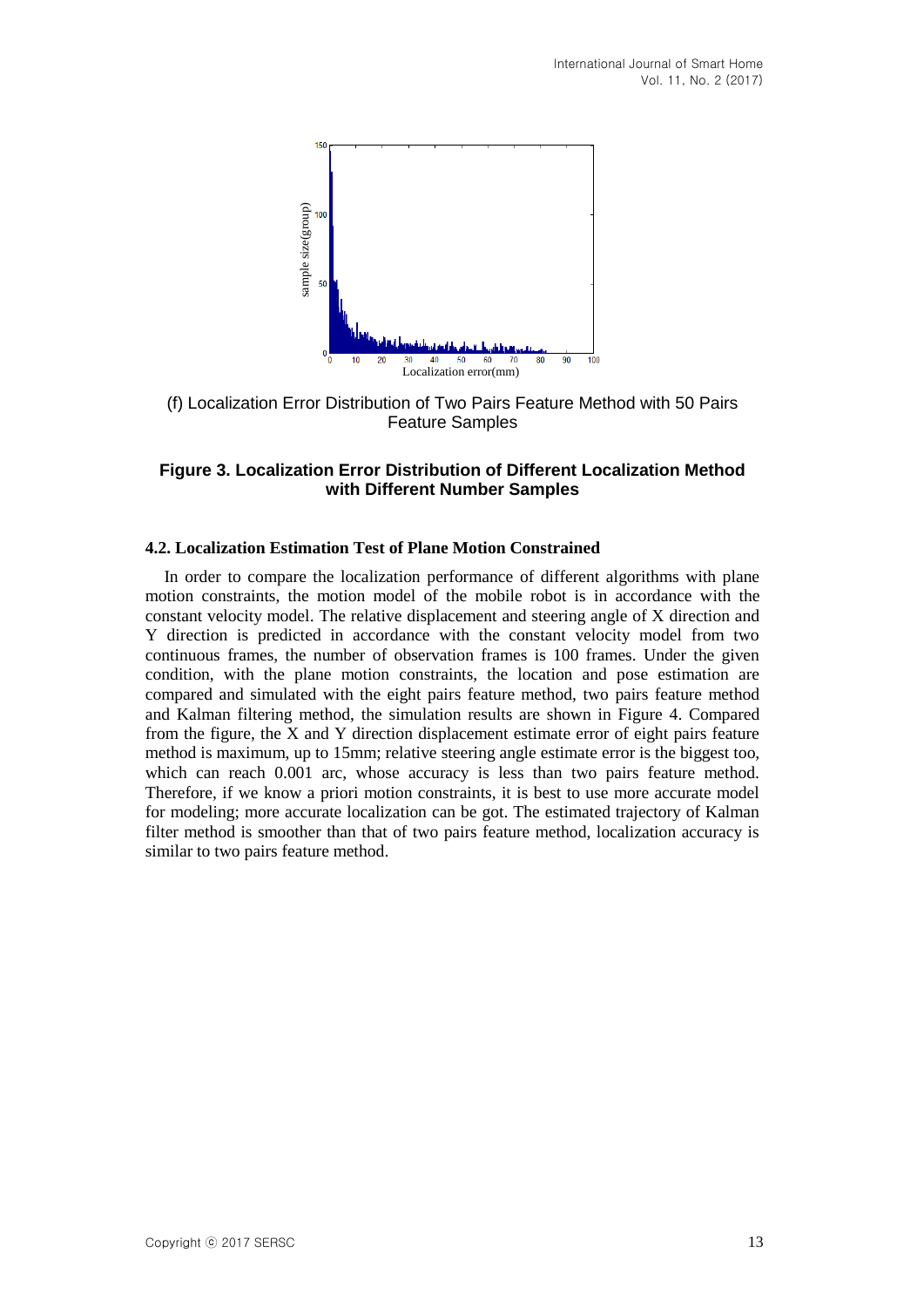(f) Localization Error Distribution of Two Pairs Feature Method with 50 Pairs Feature Samples

**Figure 3. Localization Error Distribution of Different Localization Method with Different Number Samples**

### 4.2. Localization Estimation Test of Plane Motion Constrained

In order to compare the localization performance of different algorithms with plane motion constraints, the motion model of the mobile robot is in accordance with the constant velocity model. The relative displacement and steering angle of X direction and Y direction is predicted in accordance with the constant velocity model from two continuous frames, the number of observation frames is 100 frames. Under the given condition, with the plane motion constraints, the location and pose estimation are compared and simulated with the eight pairs feature method, two pairs feature method and Kalman filtering method, the simulation results are shown in Figure 4. Compared from the figure, the X and Y direction displacement estimate error of eight pairs feature method is maximum, up to 15mm; relative steering angle estimate error is the biggest too, which can reach 0.001 arc, whose accuracy is less than two pairs feature method. Therefore, if we know a priori motion constraints, it is best to use more accurate model for modeling; more accurate localization can be got. The estimated trajectory of Kalman filter method is smoother than that of two pairs feature method, localization accuracy is similar to two pairs feature method.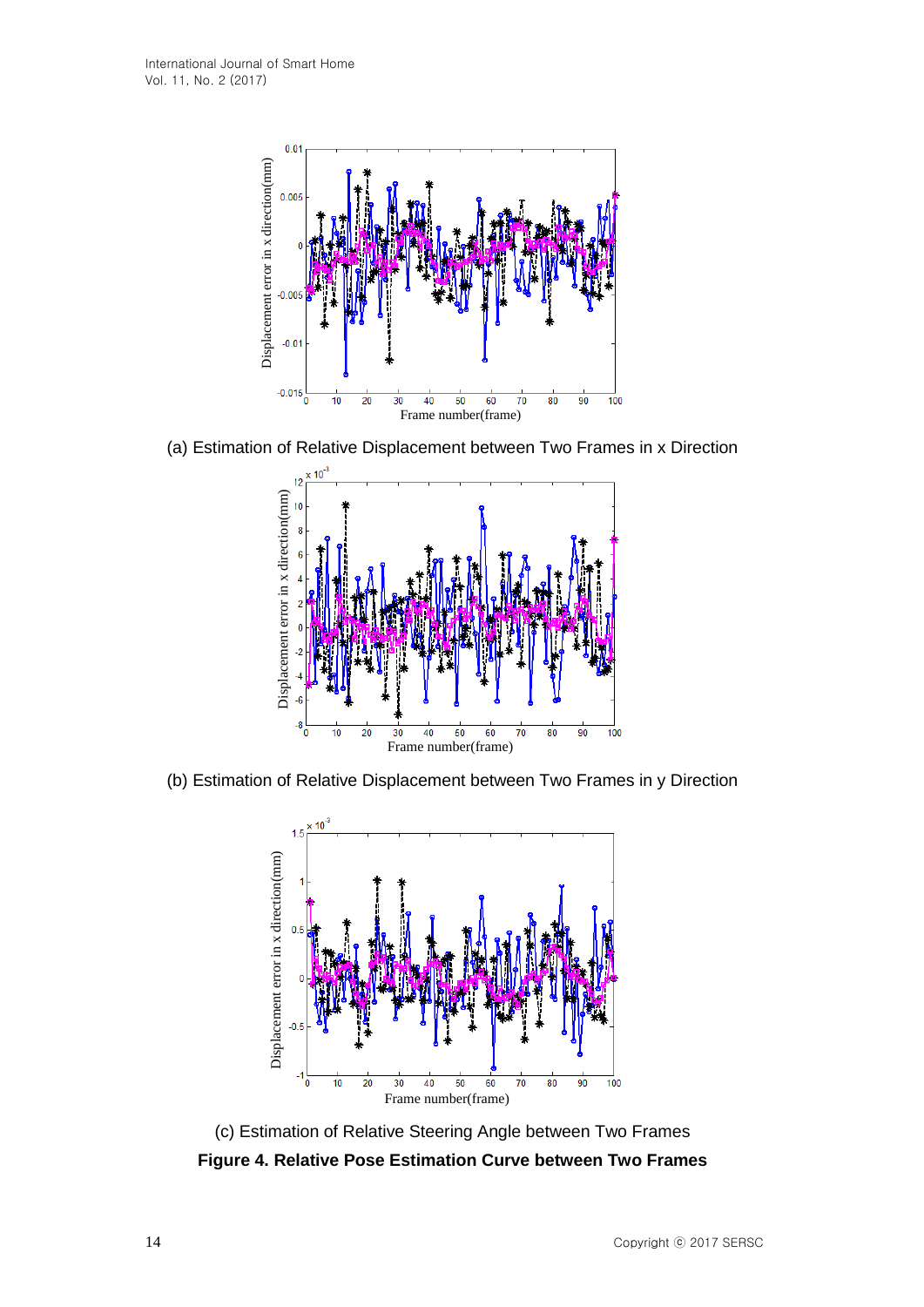(a) Estimation of Relative Displacement between Two Frames in x Direction

(b) Estimation of Relative Displacement between Two Frames in y Direction

(c) Estimation of Relative Steering Angle between Two Frames

**Figure 4. Relative Pose Estimation Curve between Two Frames**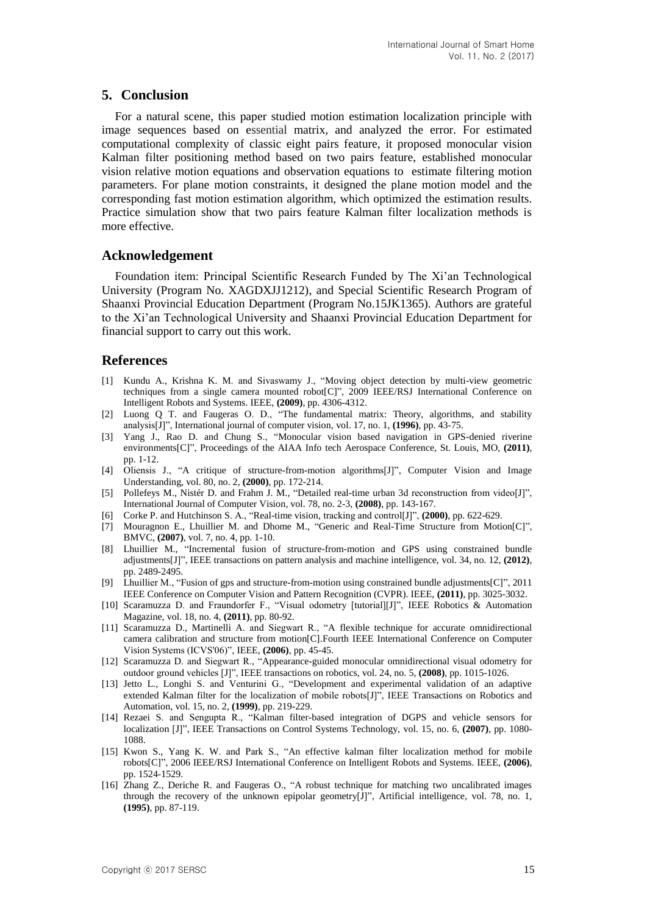## 5. Conclusion

For a natural scene, this paper studied motion estimation localization principle with image sequences based on essential matrix, and analyzed the error. For estimated computational complexity of classic eight pairs feature, it proposed monocular vision Kalman filter positioning method based on two pairs feature, established monocular vision relative motion equations and observation equations to estimate filtering motion parameters. For plane motion constraints, it designed the plane motion model and the corresponding fast motion estimation algorithm, which optimized the estimation results. Practice simulation show that two pairs feature Kalman filter localization methods is more effective.

## Acknowledgement

Foundation item: Principal Scientific Research Funded by The Xi'an Technological University (Program No. XAGDXJJ1212), and Special Scientific Research Program of Shaanxi Provincial Education Department (Program No.15JK1365). Authors are grateful to the Xi'an Technological University and Shaanxi Provincial Education Department for financial support to carry out this work.

## References

[1] Kundu A., Krishna K. M. and Sivaswamy J., "Moving object detection by multi-view geometric techniques from a single camera mounted robot[C]", 2009 IEEE/RSJ International Conference on Intelligent Robots and Systems. IEEE, **(2009)**, pp. 4306-4312.

[2] Luong Q T. and Faugeras O. D., "The fundamental matrix: Theory, algorithms, and stability analysis[J]", International journal of computer vision, vol. 17, no. 1, **(1996)**, pp. 43-75.

[3] Yang J., Rao D. and Chung S., "Monocular vision based navigation in GPS-denied riverine environments[C]", Proceedings of the AIAA Info tech Aerospace Conference, St. Louis, MO, **(2011)**, pp. 1-12.

[4] Oliensis J., "A critique of structure-from-motion algorithms[J]", Computer Vision and Image Understanding, vol. 80, no. 2, **(2000)**, pp. 172-214.

[5] Pollefeys M., Nistér D. and Frahm J. M., "Detailed real-time urban 3d reconstruction from video[J]", International Journal of Computer Vision, vol. 78, no. 2-3, **(2008)**, pp. 143-167.

[6] Corke P. and Hutchinson S. A., "Real-time vision, tracking and control[J]", **(2000)**, pp. 622-629.

[7] Mouragnon E., Lhuillier M. and Dhome M., "Generic and Real-Time Structure from Motion[C]", BMVC, **(2007)**, vol. 7, no. 4, pp. 1-10.

[8] Lhuillier M., "Incremental fusion of structure-from-motion and GPS using constrained bundle adjustments[J]", IEEE transactions on pattern analysis and machine intelligence, vol. 34, no. 12, **(2012)**, pp. 2489-2495.

[9] Lhuillier M., "Fusion of gps and structure-from-motion using constrained bundle adjustments[C]", 2011 IEEE Conference on Computer Vision and Pattern Recognition (CVPR). IEEE, **(2011)**, pp. 3025-3032.

[10] Scaramuzza D. and Fraundorfer F., "Visual odometry [tutorial][J]", IEEE Robotics & Automation Magazine, vol. 18, no. 4, **(2011)**, pp. 80-92.

[11] Scaramuzza D., Martinelli A. and Siegwart R., "A flexible technique for accurate omnidirectional camera calibration and structure from motion[C].Fourth IEEE International Conference on Computer Vision Systems (ICVS'06)", IEEE, **(2006)**, pp. 45-45.

[12] Scaramuzza D. and Siegwart R., "Appearance-guided monocular omnidirectional visual odometry for outdoor ground vehicles [J]", IEEE transactions on robotics, vol. 24, no. 5, **(2008)**, pp. 1015-1026.

[13] Jetto L., Longhi S. and Venturini G., "Development and experimental validation of an adaptive extended Kalman filter for the localization of mobile robots[J]", IEEE Transactions on Robotics and Automation, vol. 15, no. 2, **(1999)**, pp. 219-229.

[14] Rezaei S. and Sengupta R., "Kalman filter-based integration of DGPS and vehicle sensors for localization [J]", IEEE Transactions on Control Systems Technology, vol. 15, no. 6, **(2007)**, pp. 1080-1088.

[15] Kwon S., Yang K. W. and Park S., "An effective kalman filter localization method for mobile robots[C]", 2006 IEEE/RSJ International Conference on Intelligent Robots and Systems. IEEE, **(2006)**, pp. 1524-1529.

[16] Zhang Z., Deriche R. and Faugeras O., "A robust technique for matching two uncalibrated images through the recovery of the unknown epipolar geometry[J]", Artificial intelligence, vol. 78, no. 1, **(1995)**, pp. 87-119.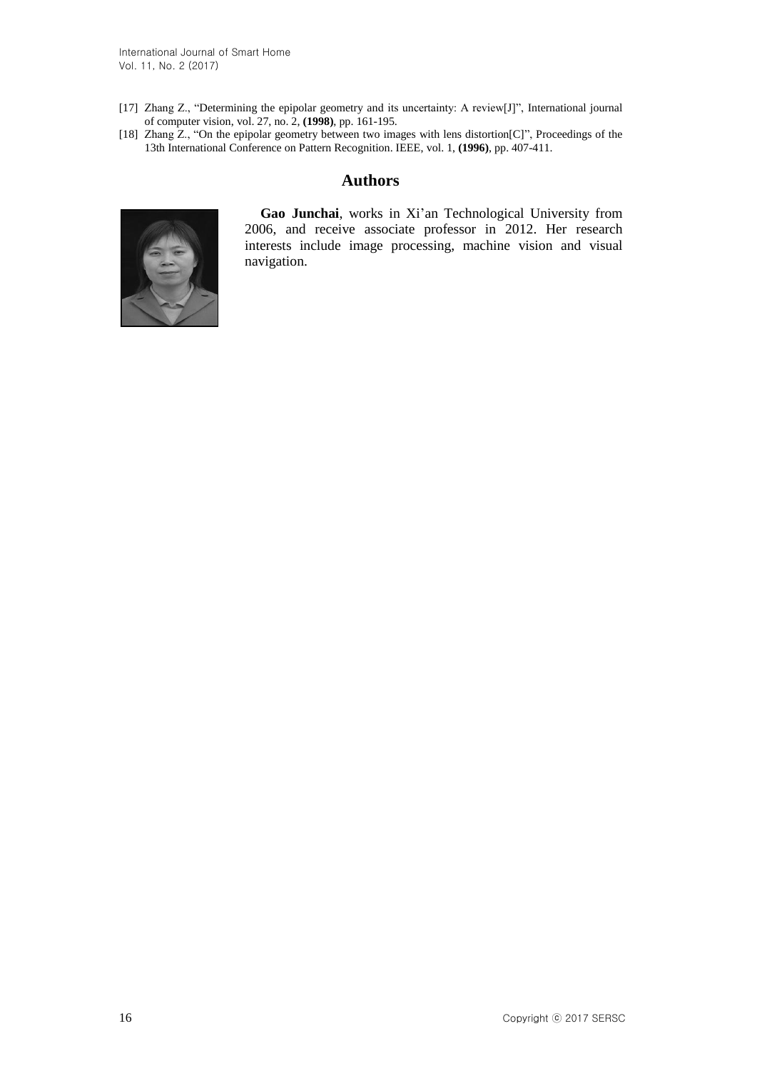[17] Zhang Z., "Determining the epipolar geometry and its uncertainty: A review[J]", International journal of computer vision, vol. 27, no. 2, **(1998)**, pp. 161-195.

[18] Zhang Z., "On the epipolar geometry between two images with lens distortion[C]", Proceedings of the 13th International Conference on Pattern Recognition. IEEE, vol. 1, **(1996)**, pp. 407-411.

## Authors

**Gao Junchai**, works in Xi'an Technological University from 2006, and receive associate professor in 2012. Her research interests include image processing, machine vision and visual navigation.